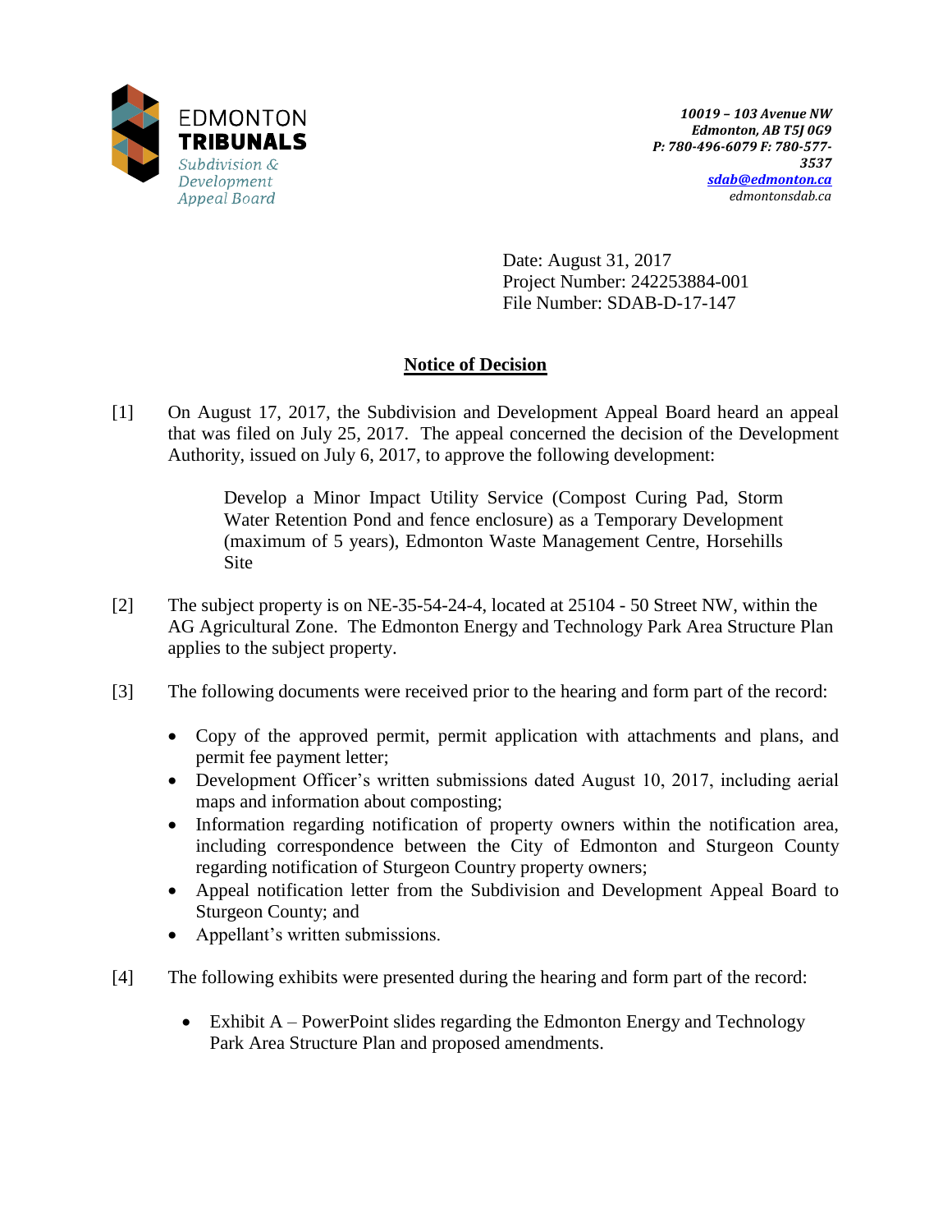EDMONTON
**TRIBUNALS**
*Subdivision & Development Appeal Board*

***10019 – 103 Avenue NW***
***Edmonton, AB T5J 0G9***
***P: 780-496-6079 F: 780-577-3537***
***sdab@edmonton.ca***
*edmontonsdab.ca*

Date: August 31, 2017
Project Number: 242253884-001
File Number: SDAB-D-17-147

## Notice of Decision

[1] On August 17, 2017, the Subdivision and Development Appeal Board heard an appeal that was filed on July 25, 2017. The appeal concerned the decision of the Development Authority, issued on July 6, 2017, to approve the following development:

> Develop a Minor Impact Utility Service (Compost Curing Pad, Storm Water Retention Pond and fence enclosure) as a Temporary Development (maximum of 5 years), Edmonton Waste Management Centre, Horsehills Site

[2] The subject property is on NE-35-54-24-4, located at 25104 - 50 Street NW, within the AG Agricultural Zone. The Edmonton Energy and Technology Park Area Structure Plan applies to the subject property.

[3] The following documents were received prior to the hearing and form part of the record:

- Copy of the approved permit, permit application with attachments and plans, and permit fee payment letter;
- Development Officer's written submissions dated August 10, 2017, including aerial maps and information about composting;
- Information regarding notification of property owners within the notification area, including correspondence between the City of Edmonton and Sturgeon County regarding notification of Sturgeon Country property owners;
- Appeal notification letter from the Subdivision and Development Appeal Board to Sturgeon County; and
- Appellant's written submissions.

[4] The following exhibits were presented during the hearing and form part of the record:

- Exhibit A – PowerPoint slides regarding the Edmonton Energy and Technology Park Area Structure Plan and proposed amendments.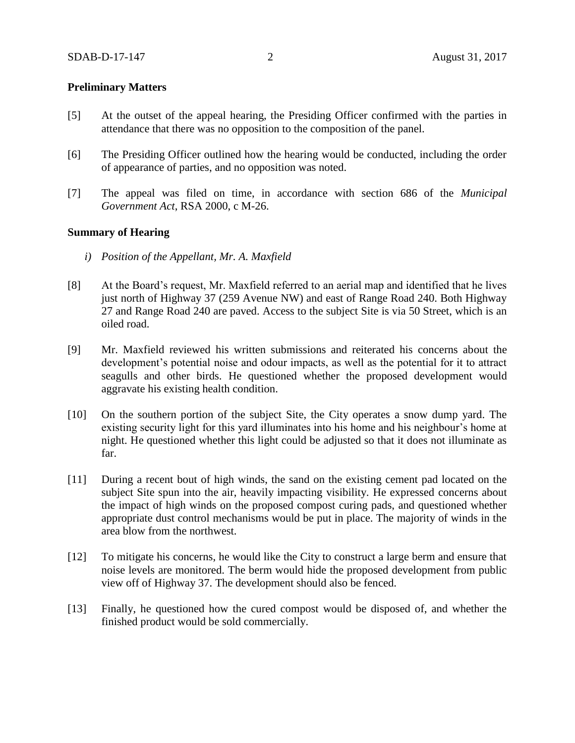**Preliminary Matters**

[5] At the outset of the appeal hearing, the Presiding Officer confirmed with the parties in attendance that there was no opposition to the composition of the panel.

[6] The Presiding Officer outlined how the hearing would be conducted, including the order of appearance of parties, and no opposition was noted.

[7] The appeal was filed on time, in accordance with section 686 of the *Municipal Government Act*, RSA 2000, c M-26.

**Summary of Hearing**

*i) Position of the Appellant, Mr. A. Maxfield*

[8] At the Board's request, Mr. Maxfield referred to an aerial map and identified that he lives just north of Highway 37 (259 Avenue NW) and east of Range Road 240. Both Highway 27 and Range Road 240 are paved. Access to the subject Site is via 50 Street, which is an oiled road.

[9] Mr. Maxfield reviewed his written submissions and reiterated his concerns about the development's potential noise and odour impacts, as well as the potential for it to attract seagulls and other birds. He questioned whether the proposed development would aggravate his existing health condition.

[10] On the southern portion of the subject Site, the City operates a snow dump yard. The existing security light for this yard illuminates into his home and his neighbour's home at night. He questioned whether this light could be adjusted so that it does not illuminate as far.

[11] During a recent bout of high winds, the sand on the existing cement pad located on the subject Site spun into the air, heavily impacting visibility. He expressed concerns about the impact of high winds on the proposed compost curing pads, and questioned whether appropriate dust control mechanisms would be put in place. The majority of winds in the area blow from the northwest.

[12] To mitigate his concerns, he would like the City to construct a large berm and ensure that noise levels are monitored. The berm would hide the proposed development from public view off of Highway 37. The development should also be fenced.

[13] Finally, he questioned how the cured compost would be disposed of, and whether the finished product would be sold commercially.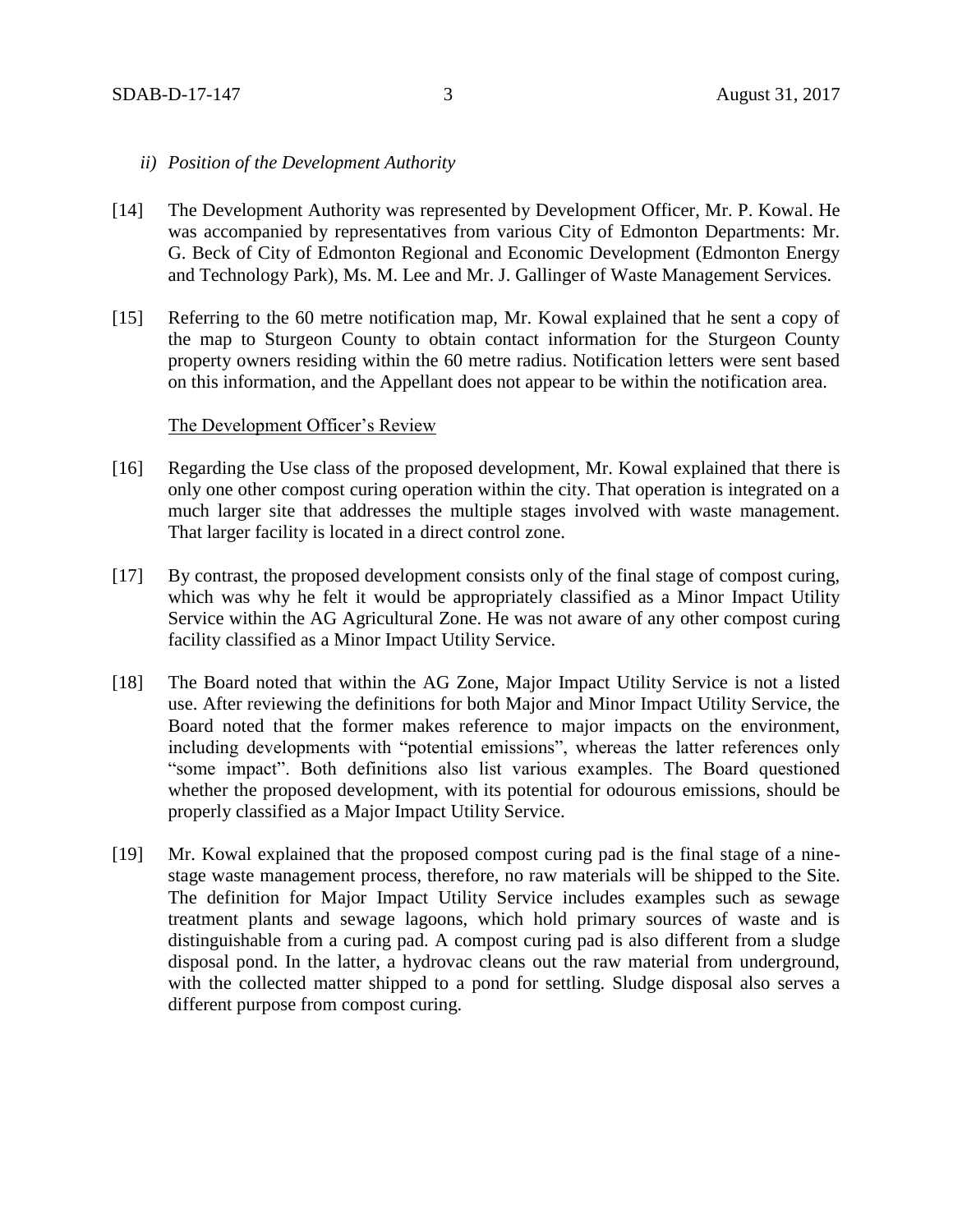*ii) Position of the Development Authority*

[14] The Development Authority was represented by Development Officer, Mr. P. Kowal. He was accompanied by representatives from various City of Edmonton Departments: Mr. G. Beck of City of Edmonton Regional and Economic Development (Edmonton Energy and Technology Park), Ms. M. Lee and Mr. J. Gallinger of Waste Management Services.

[15] Referring to the 60 metre notification map, Mr. Kowal explained that he sent a copy of the map to Sturgeon County to obtain contact information for the Sturgeon County property owners residing within the 60 metre radius. Notification letters were sent based on this information, and the Appellant does not appear to be within the notification area.

The Development Officer's Review

[16] Regarding the Use class of the proposed development, Mr. Kowal explained that there is only one other compost curing operation within the city. That operation is integrated on a much larger site that addresses the multiple stages involved with waste management. That larger facility is located in a direct control zone.

[17] By contrast, the proposed development consists only of the final stage of compost curing, which was why he felt it would be appropriately classified as a Minor Impact Utility Service within the AG Agricultural Zone. He was not aware of any other compost curing facility classified as a Minor Impact Utility Service.

[18] The Board noted that within the AG Zone, Major Impact Utility Service is not a listed use. After reviewing the definitions for both Major and Minor Impact Utility Service, the Board noted that the former makes reference to major impacts on the environment, including developments with "potential emissions", whereas the latter references only "some impact". Both definitions also list various examples. The Board questioned whether the proposed development, with its potential for odourous emissions, should be properly classified as a Major Impact Utility Service.

[19] Mr. Kowal explained that the proposed compost curing pad is the final stage of a nine-stage waste management process, therefore, no raw materials will be shipped to the Site. The definition for Major Impact Utility Service includes examples such as sewage treatment plants and sewage lagoons, which hold primary sources of waste and is distinguishable from a curing pad. A compost curing pad is also different from a sludge disposal pond. In the latter, a hydrovac cleans out the raw material from underground, with the collected matter shipped to a pond for settling. Sludge disposal also serves a different purpose from compost curing.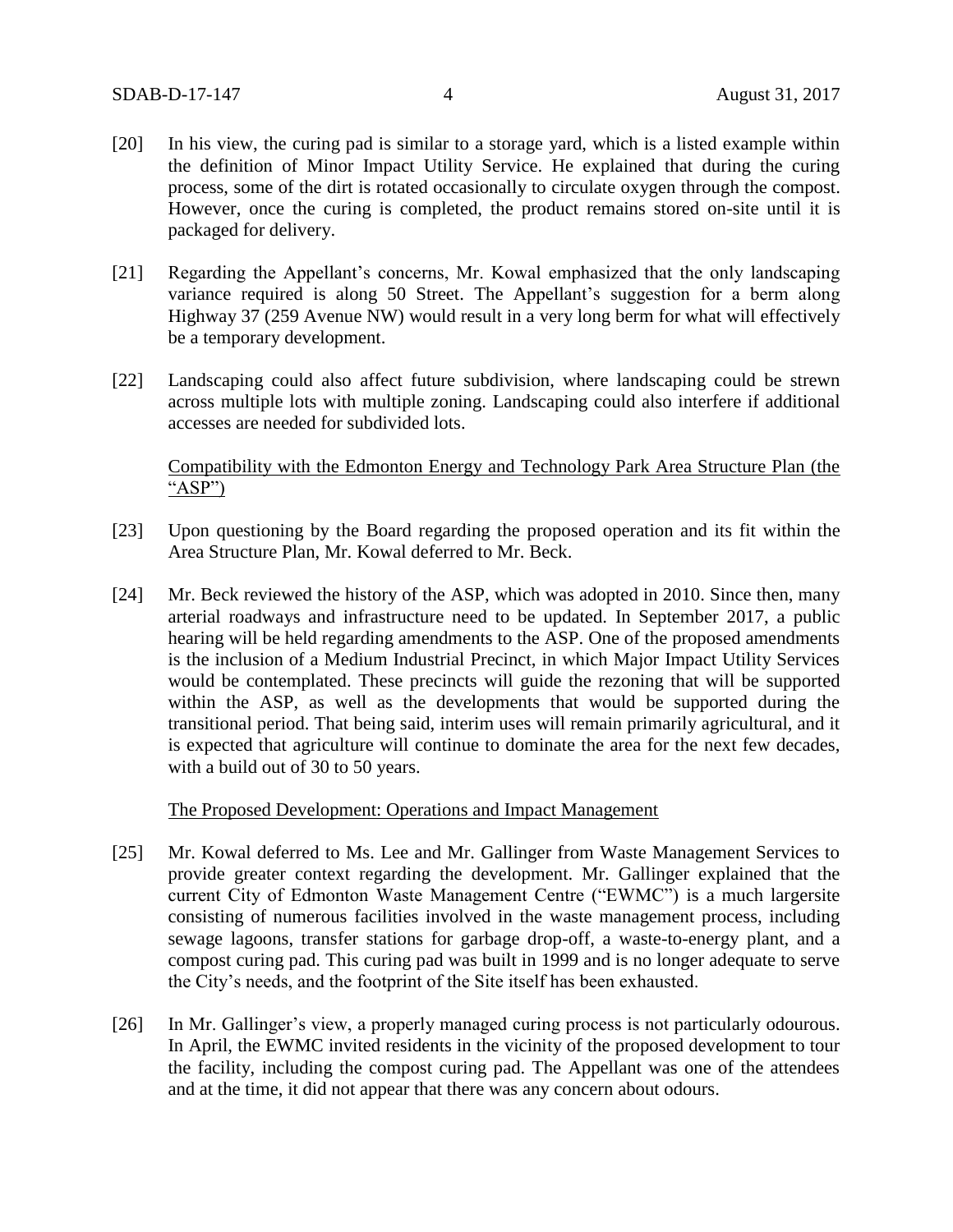[20] In his view, the curing pad is similar to a storage yard, which is a listed example within the definition of Minor Impact Utility Service. He explained that during the curing process, some of the dirt is rotated occasionally to circulate oxygen through the compost. However, once the curing is completed, the product remains stored on-site until it is packaged for delivery.

[21] Regarding the Appellant's concerns, Mr. Kowal emphasized that the only landscaping variance required is along 50 Street. The Appellant's suggestion for a berm along Highway 37 (259 Avenue NW) would result in a very long berm for what will effectively be a temporary development.

[22] Landscaping could also affect future subdivision, where landscaping could be strewn across multiple lots with multiple zoning. Landscaping could also interfere if additional accesses are needed for subdivided lots.

Compatibility with the Edmonton Energy and Technology Park Area Structure Plan (the "ASP")

[23] Upon questioning by the Board regarding the proposed operation and its fit within the Area Structure Plan, Mr. Kowal deferred to Mr. Beck.

[24] Mr. Beck reviewed the history of the ASP, which was adopted in 2010. Since then, many arterial roadways and infrastructure need to be updated. In September 2017, a public hearing will be held regarding amendments to the ASP. One of the proposed amendments is the inclusion of a Medium Industrial Precinct, in which Major Impact Utility Services would be contemplated. These precincts will guide the rezoning that will be supported within the ASP, as well as the developments that would be supported during the transitional period. That being said, interim uses will remain primarily agricultural, and it is expected that agriculture will continue to dominate the area for the next few decades, with a build out of 30 to 50 years.

The Proposed Development: Operations and Impact Management

[25] Mr. Kowal deferred to Ms. Lee and Mr. Gallinger from Waste Management Services to provide greater context regarding the development. Mr. Gallinger explained that the current City of Edmonton Waste Management Centre ("EWMC") is a much largersite consisting of numerous facilities involved in the waste management process, including sewage lagoons, transfer stations for garbage drop-off, a waste-to-energy plant, and a compost curing pad. This curing pad was built in 1999 and is no longer adequate to serve the City's needs, and the footprint of the Site itself has been exhausted.

[26] In Mr. Gallinger's view, a properly managed curing process is not particularly odourous. In April, the EWMC invited residents in the vicinity of the proposed development to tour the facility, including the compost curing pad. The Appellant was one of the attendees and at the time, it did not appear that there was any concern about odours.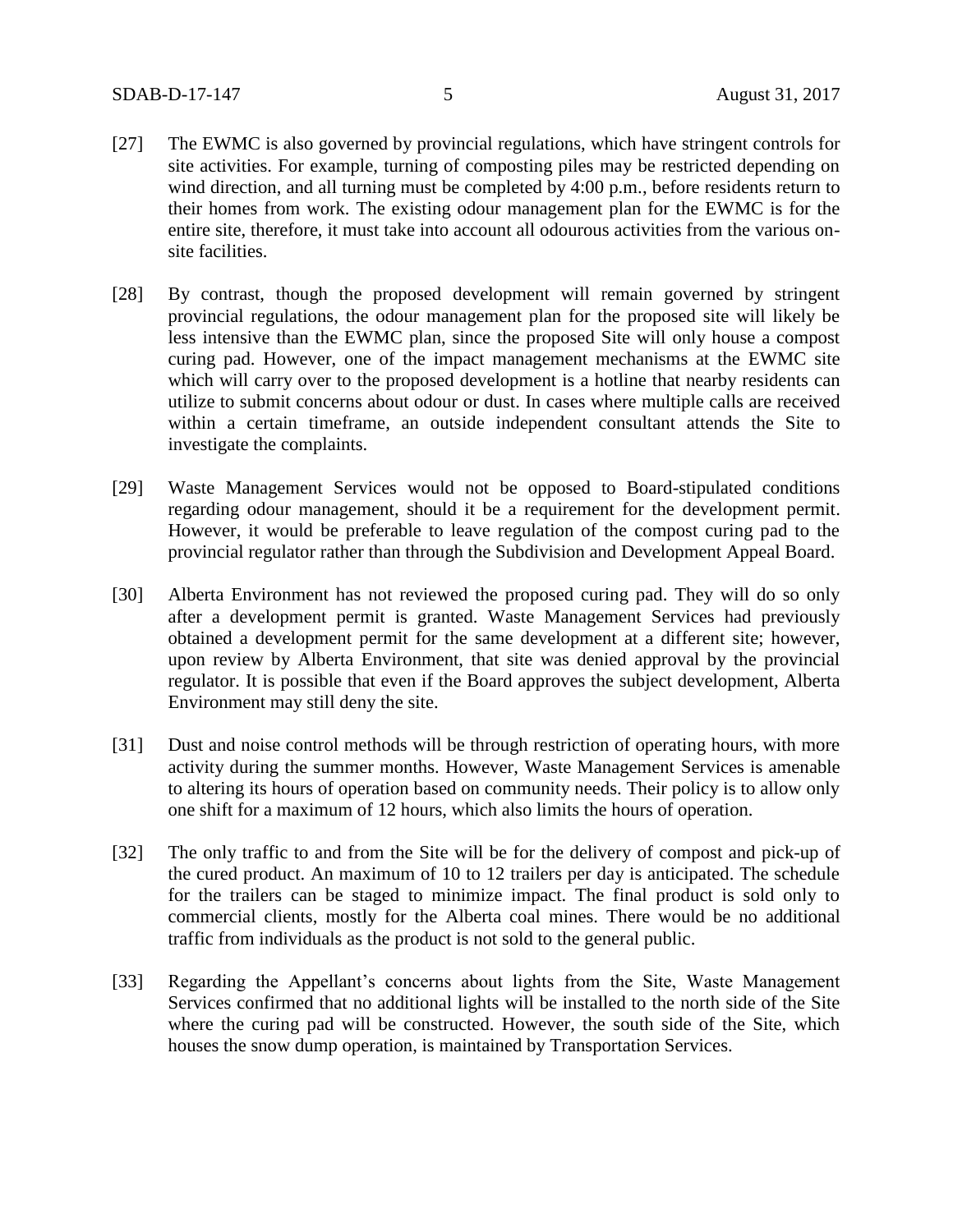[27] The EWMC is also governed by provincial regulations, which have stringent controls for site activities. For example, turning of composting piles may be restricted depending on wind direction, and all turning must be completed by 4:00 p.m., before residents return to their homes from work. The existing odour management plan for the EWMC is for the entire site, therefore, it must take into account all odourous activities from the various on-site facilities.

[28] By contrast, though the proposed development will remain governed by stringent provincial regulations, the odour management plan for the proposed site will likely be less intensive than the EWMC plan, since the proposed Site will only house a compost curing pad. However, one of the impact management mechanisms at the EWMC site which will carry over to the proposed development is a hotline that nearby residents can utilize to submit concerns about odour or dust. In cases where multiple calls are received within a certain timeframe, an outside independent consultant attends the Site to investigate the complaints.

[29] Waste Management Services would not be opposed to Board-stipulated conditions regarding odour management, should it be a requirement for the development permit. However, it would be preferable to leave regulation of the compost curing pad to the provincial regulator rather than through the Subdivision and Development Appeal Board.

[30] Alberta Environment has not reviewed the proposed curing pad. They will do so only after a development permit is granted. Waste Management Services had previously obtained a development permit for the same development at a different site; however, upon review by Alberta Environment, that site was denied approval by the provincial regulator. It is possible that even if the Board approves the subject development, Alberta Environment may still deny the site.

[31] Dust and noise control methods will be through restriction of operating hours, with more activity during the summer months. However, Waste Management Services is amenable to altering its hours of operation based on community needs. Their policy is to allow only one shift for a maximum of 12 hours, which also limits the hours of operation.

[32] The only traffic to and from the Site will be for the delivery of compost and pick-up of the cured product. An maximum of 10 to 12 trailers per day is anticipated. The schedule for the trailers can be staged to minimize impact. The final product is sold only to commercial clients, mostly for the Alberta coal mines. There would be no additional traffic from individuals as the product is not sold to the general public.

[33] Regarding the Appellant's concerns about lights from the Site, Waste Management Services confirmed that no additional lights will be installed to the north side of the Site where the curing pad will be constructed. However, the south side of the Site, which houses the snow dump operation, is maintained by Transportation Services.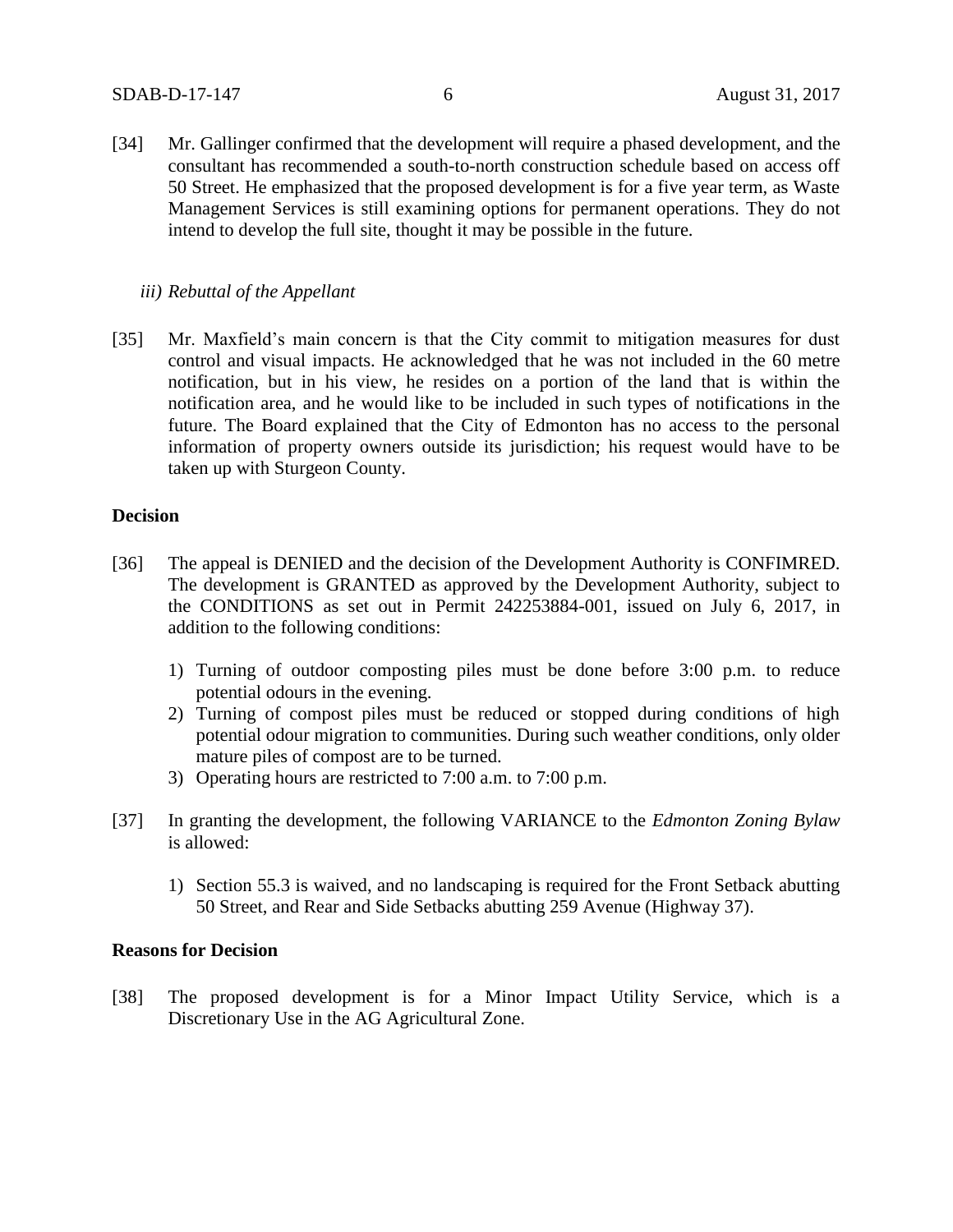[34] Mr. Gallinger confirmed that the development will require a phased development, and the consultant has recommended a south-to-north construction schedule based on access off 50 Street. He emphasized that the proposed development is for a five year term, as Waste Management Services is still examining options for permanent operations. They do not intend to develop the full site, thought it may be possible in the future.

*iii) Rebuttal of the Appellant*

[35] Mr. Maxfield's main concern is that the City commit to mitigation measures for dust control and visual impacts. He acknowledged that he was not included in the 60 metre notification, but in his view, he resides on a portion of the land that is within the notification area, and he would like to be included in such types of notifications in the future. The Board explained that the City of Edmonton has no access to the personal information of property owners outside its jurisdiction; his request would have to be taken up with Sturgeon County.

**Decision**

[36] The appeal is DENIED and the decision of the Development Authority is CONFIMRED. The development is GRANTED as approved by the Development Authority, subject to the CONDITIONS as set out in Permit 242253884-001, issued on July 6, 2017, in addition to the following conditions:

1) Turning of outdoor composting piles must be done before 3:00 p.m. to reduce potential odours in the evening.
2) Turning of compost piles must be reduced or stopped during conditions of high potential odour migration to communities. During such weather conditions, only older mature piles of compost are to be turned.
3) Operating hours are restricted to 7:00 a.m. to 7:00 p.m.

[37] In granting the development, the following VARIANCE to the *Edmonton Zoning Bylaw* is allowed:

1) Section 55.3 is waived, and no landscaping is required for the Front Setback abutting 50 Street, and Rear and Side Setbacks abutting 259 Avenue (Highway 37).

**Reasons for Decision**

[38] The proposed development is for a Minor Impact Utility Service, which is a Discretionary Use in the AG Agricultural Zone.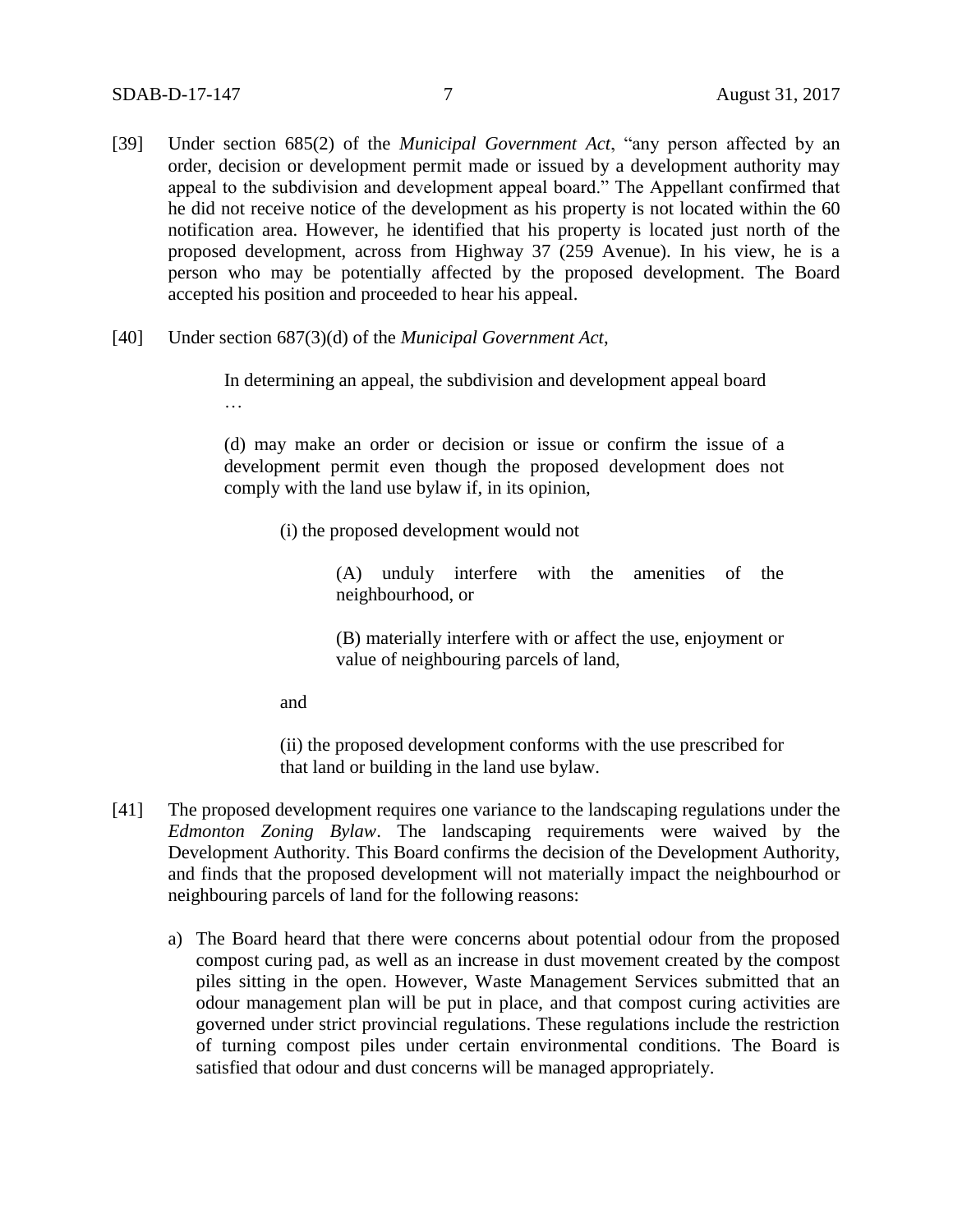[39] Under section 685(2) of the *Municipal Government Act*, "any person affected by an order, decision or development permit made or issued by a development authority may appeal to the subdivision and development appeal board." The Appellant confirmed that he did not receive notice of the development as his property is not located within the 60 notification area. However, he identified that his property is located just north of the proposed development, across from Highway 37 (259 Avenue). In his view, he is a person who may be potentially affected by the proposed development. The Board accepted his position and proceeded to hear his appeal.

[40] Under section 687(3)(d) of the *Municipal Government Act*,

> In determining an appeal, the subdivision and development appeal board
> …
>
> (d) may make an order or decision or issue or confirm the issue of a development permit even though the proposed development does not comply with the land use bylaw if, in its opinion,
>
> > (i) the proposed development would not
> >
> > > (A) unduly interfere with the amenities of the neighbourhood, or
> > >
> > > (B) materially interfere with or affect the use, enjoyment or value of neighbouring parcels of land,
> >
> > and
> >
> > (ii) the proposed development conforms with the use prescribed for that land or building in the land use bylaw.

[41] The proposed development requires one variance to the landscaping regulations under the *Edmonton Zoning Bylaw*. The landscaping requirements were waived by the Development Authority. This Board confirms the decision of the Development Authority, and finds that the proposed development will not materially impact the neighbourhod or neighbouring parcels of land for the following reasons:

a) The Board heard that there were concerns about potential odour from the proposed compost curing pad, as well as an increase in dust movement created by the compost piles sitting in the open. However, Waste Management Services submitted that an odour management plan will be put in place, and that compost curing activities are governed under strict provincial regulations. These regulations include the restriction of turning compost piles under certain environmental conditions. The Board is satisfied that odour and dust concerns will be managed appropriately.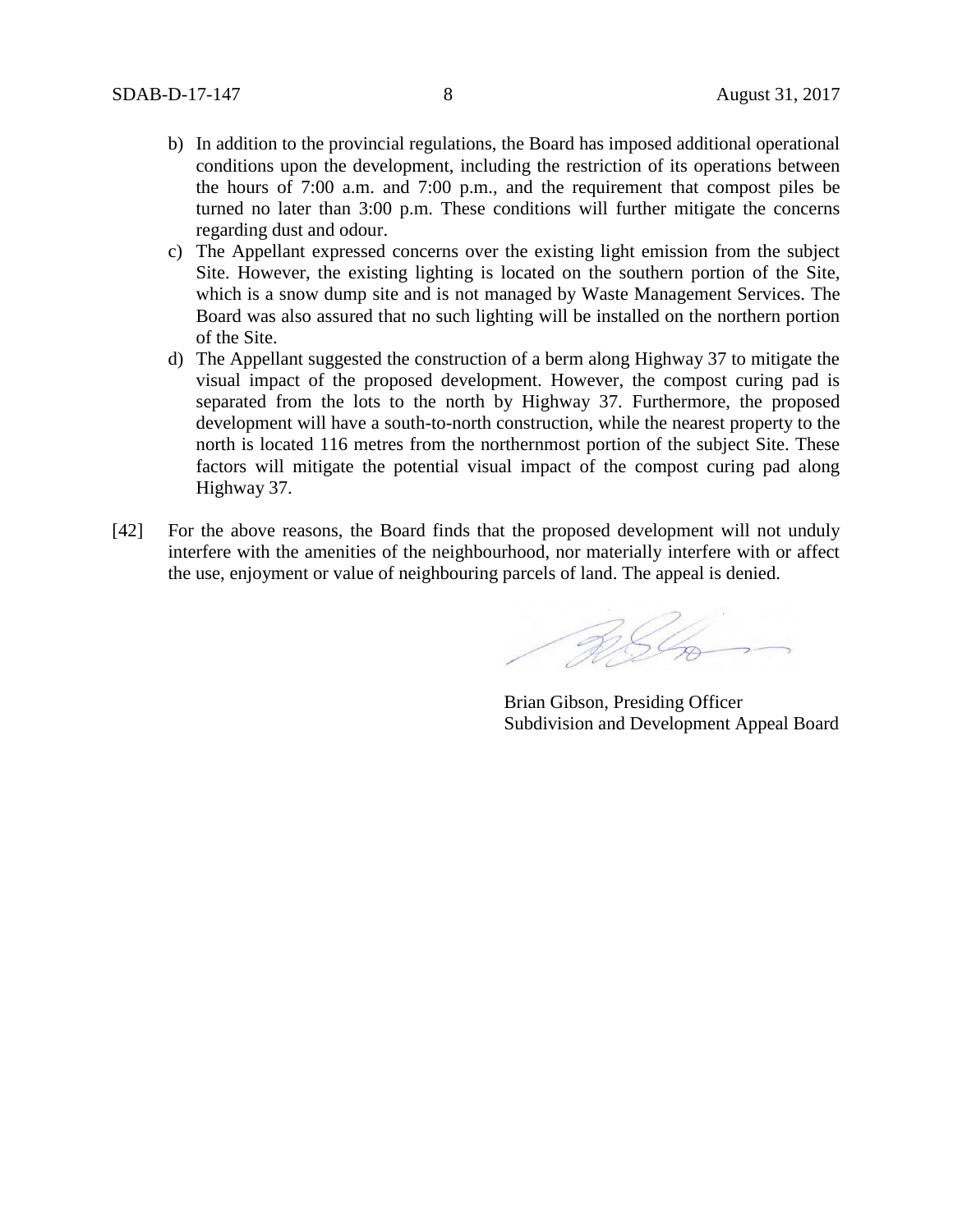b) In addition to the provincial regulations, the Board has imposed additional operational conditions upon the development, including the restriction of its operations between the hours of 7:00 a.m. and 7:00 p.m., and the requirement that compost piles be turned no later than 3:00 p.m. These conditions will further mitigate the concerns regarding dust and odour.

c) The Appellant expressed concerns over the existing light emission from the subject Site. However, the existing lighting is located on the southern portion of the Site, which is a snow dump site and is not managed by Waste Management Services. The Board was also assured that no such lighting will be installed on the northern portion of the Site.

d) The Appellant suggested the construction of a berm along Highway 37 to mitigate the visual impact of the proposed development. However, the compost curing pad is separated from the lots to the north by Highway 37. Furthermore, the proposed development will have a south-to-north construction, while the nearest property to the north is located 116 metres from the northernmost portion of the subject Site. These factors will mitigate the potential visual impact of the compost curing pad along Highway 37.

[42] For the above reasons, the Board finds that the proposed development will not unduly interfere with the amenities of the neighbourhood, nor materially interfere with or affect the use, enjoyment or value of neighbouring parcels of land. The appeal is denied.

Brian Gibson, Presiding Officer
Subdivision and Development Appeal Board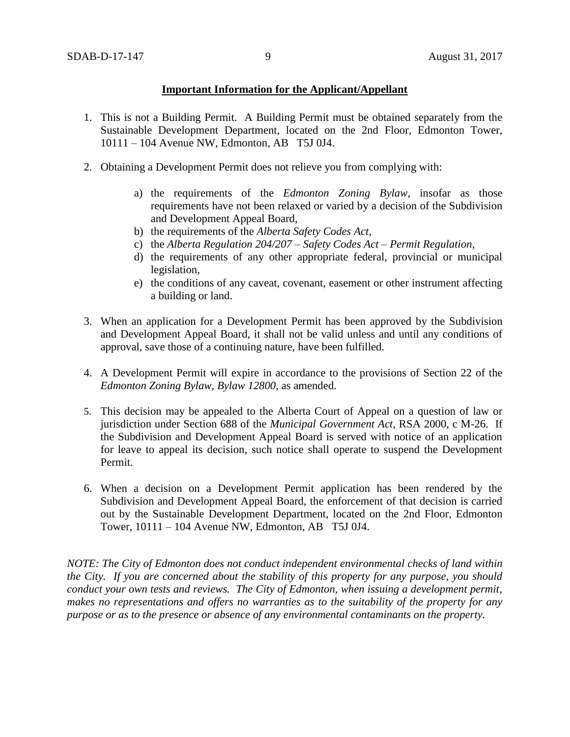**Important Information for the Applicant/Appellant**

1. This is not a Building Permit. A Building Permit must be obtained separately from the Sustainable Development Department, located on the 2nd Floor, Edmonton Tower, 10111 – 104 Avenue NW, Edmonton, AB T5J 0J4.

2. Obtaining a Development Permit does not relieve you from complying with:

    a) the requirements of the *Edmonton Zoning Bylaw*, insofar as those requirements have not been relaxed or varied by a decision of the Subdivision and Development Appeal Board,
    b) the requirements of the *Alberta Safety Codes Act*,
    c) the *Alberta Regulation 204/207 – Safety Codes Act – Permit Regulation*,
    d) the requirements of any other appropriate federal, provincial or municipal legislation,
    e) the conditions of any caveat, covenant, easement or other instrument affecting a building or land.

3. When an application for a Development Permit has been approved by the Subdivision and Development Appeal Board, it shall not be valid unless and until any conditions of approval, save those of a continuing nature, have been fulfilled.

4. A Development Permit will expire in accordance to the provisions of Section 22 of the *Edmonton Zoning Bylaw, Bylaw 12800*, as amended.

5. This decision may be appealed to the Alberta Court of Appeal on a question of law or jurisdiction under Section 688 of the *Municipal Government Act*, RSA 2000, c M-26. If the Subdivision and Development Appeal Board is served with notice of an application for leave to appeal its decision, such notice shall operate to suspend the Development Permit.

6. When a decision on a Development Permit application has been rendered by the Subdivision and Development Appeal Board, the enforcement of that decision is carried out by the Sustainable Development Department, located on the 2nd Floor, Edmonton Tower, 10111 – 104 Avenue NW, Edmonton, AB T5J 0J4.

*NOTE: The City of Edmonton does not conduct independent environmental checks of land within the City. If you are concerned about the stability of this property for any purpose, you should conduct your own tests and reviews. The City of Edmonton, when issuing a development permit, makes no representations and offers no warranties as to the suitability of the property for any purpose or as to the presence or absence of any environmental contaminants on the property.*